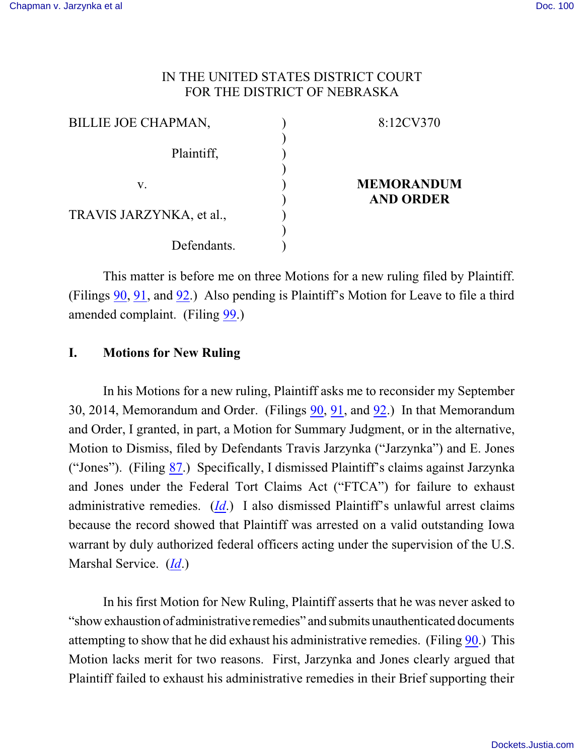IN THE UNITED STATES DISTRICT COURT
FOR THE DISTRICT OF NEBRASKA

| | | |
|---|---|---|
| BILLIE JOE CHAPMAN, | ) | 8:12CV370 |
| Plaintiff, | ) | |
| v. | ) | **MEMORANDUM AND ORDER** |
| TRAVIS JARZYNKA, et al., | ) | |
| Defendants. | ) | |

This matter is before me on three Motions for a new ruling filed by Plaintiff. (Filings 90, 91, and 92.) Also pending is Plaintiff's Motion for Leave to file a third amended complaint. (Filing 99.)

## I. Motions for New Ruling

In his Motions for a new ruling, Plaintiff asks me to reconsider my September 30, 2014, Memorandum and Order. (Filings 90, 91, and 92.) In that Memorandum and Order, I granted, in part, a Motion for Summary Judgment, or in the alternative, Motion to Dismiss, filed by Defendants Travis Jarzynka ("Jarzynka") and E. Jones ("Jones"). (Filing 87.) Specifically, I dismissed Plaintiff's claims against Jarzynka and Jones under the Federal Tort Claims Act ("FTCA") for failure to exhaust administrative remedies. (*Id.*) I also dismissed Plaintiff's unlawful arrest claims because the record showed that Plaintiff was arrested on a valid outstanding Iowa warrant by duly authorized federal officers acting under the supervision of the U.S. Marshal Service. (*Id.*)

In his first Motion for New Ruling, Plaintiff asserts that he was never asked to "show exhaustion of administrative remedies" and submits unauthenticated documents attempting to show that he did exhaust his administrative remedies. (Filing 90.) This Motion lacks merit for two reasons. First, Jarzynka and Jones clearly argued that Plaintiff failed to exhaust his administrative remedies in their Brief supporting their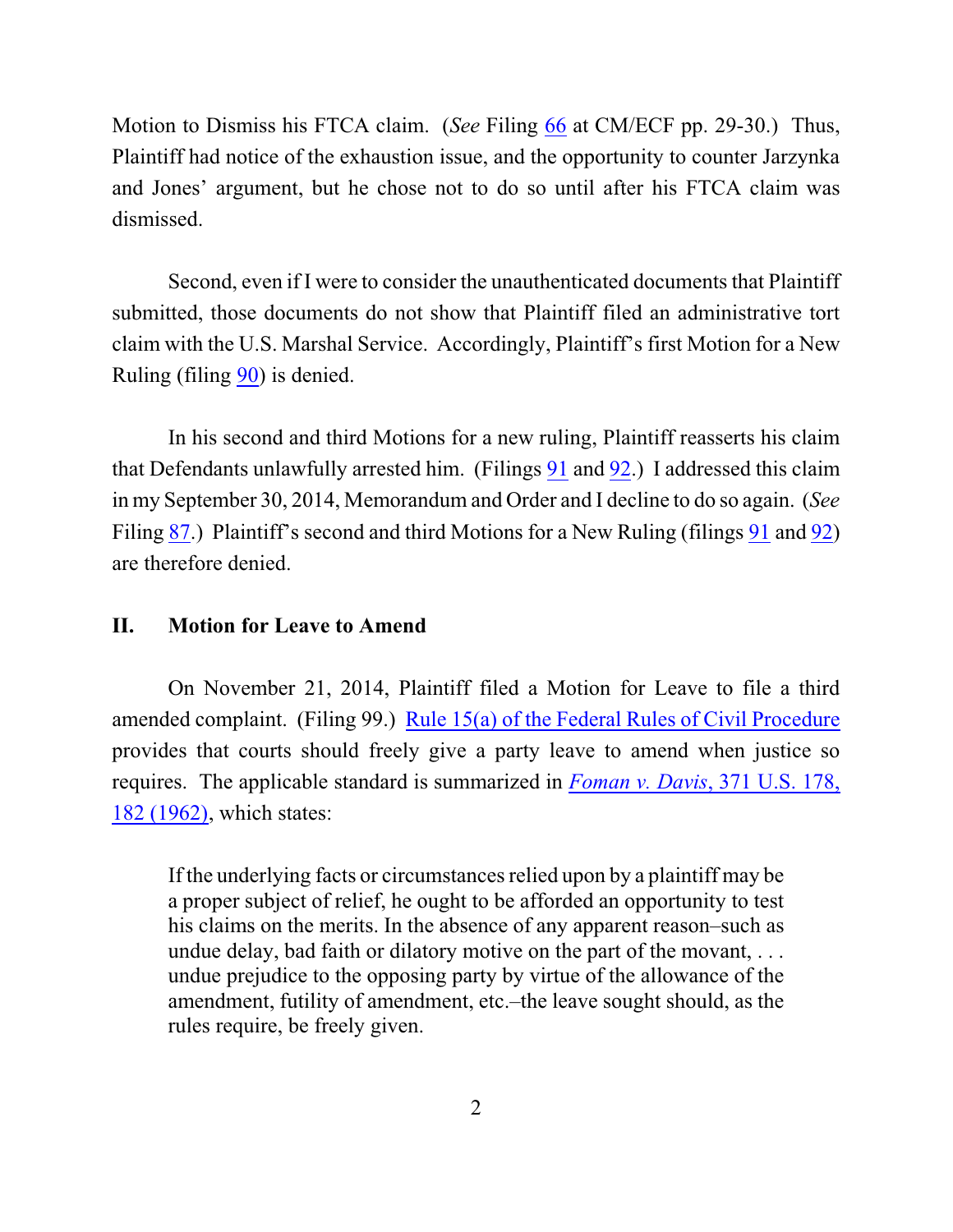Motion to Dismiss his FTCA claim. (*See* Filing 66 at CM/ECF pp. 29-30.) Thus, Plaintiff had notice of the exhaustion issue, and the opportunity to counter Jarzynka and Jones' argument, but he chose not to do so until after his FTCA claim was dismissed.

Second, even if I were to consider the unauthenticated documents that Plaintiff submitted, those documents do not show that Plaintiff filed an administrative tort claim with the U.S. Marshal Service. Accordingly, Plaintiff's first Motion for a New Ruling (filing 90) is denied.

In his second and third Motions for a new ruling, Plaintiff reasserts his claim that Defendants unlawfully arrested him. (Filings 91 and 92.) I addressed this claim in my September 30, 2014, Memorandum and Order and I decline to do so again. (*See* Filing 87.) Plaintiff's second and third Motions for a New Ruling (filings 91 and 92) are therefore denied.

## II. Motion for Leave to Amend

On November 21, 2014, Plaintiff filed a Motion for Leave to file a third amended complaint. (Filing 99.) Rule 15(a) of the Federal Rules of Civil Procedure provides that courts should freely give a party leave to amend when justice so requires. The applicable standard is summarized in *Foman v. Davis*, 371 U.S. 178, 182 (1962), which states:

> If the underlying facts or circumstances relied upon by a plaintiff may be a proper subject of relief, he ought to be afforded an opportunity to test his claims on the merits. In the absence of any apparent reason–such as undue delay, bad faith or dilatory motive on the part of the movant, . . . undue prejudice to the opposing party by virtue of the allowance of the amendment, futility of amendment, etc.–the leave sought should, as the rules require, be freely given.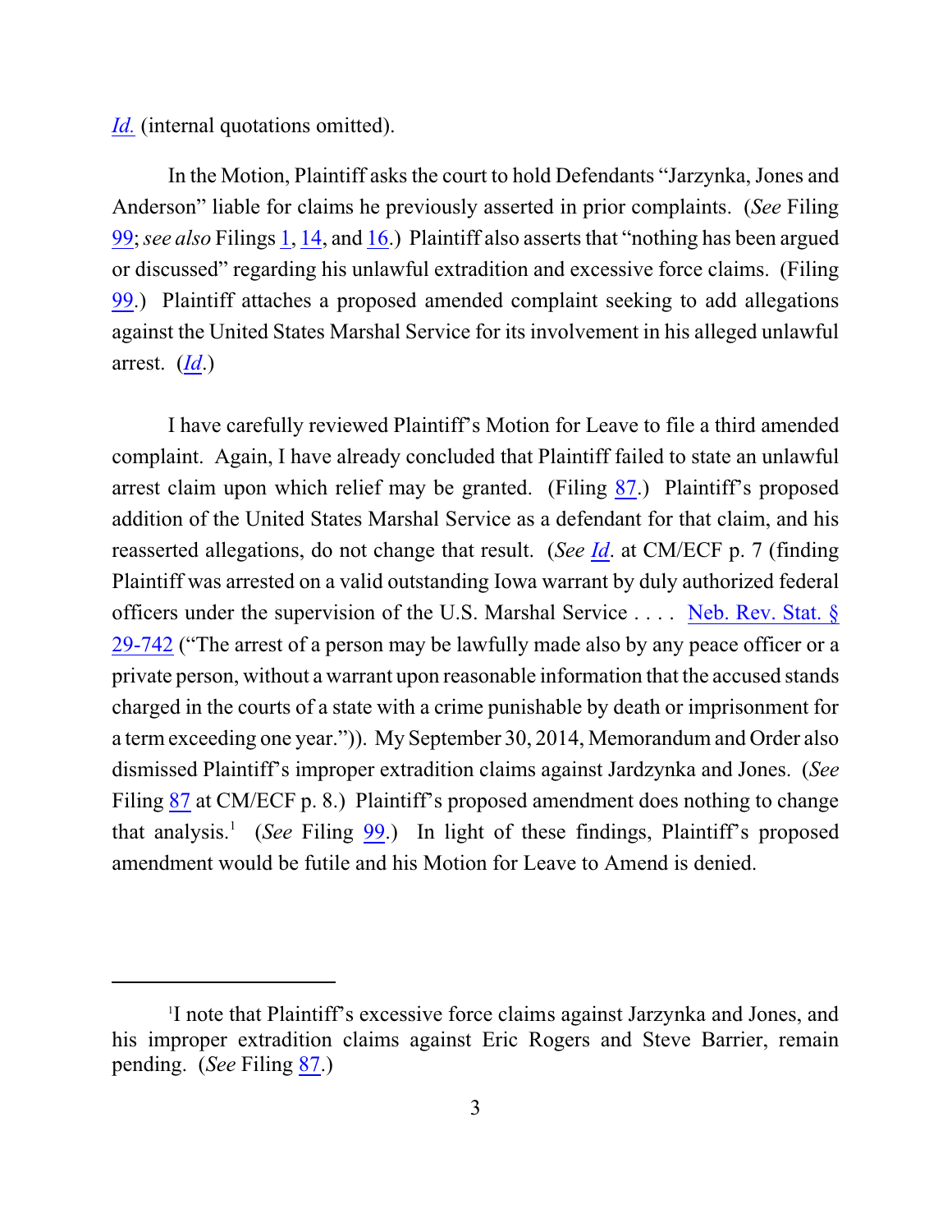*Id.* (internal quotations omitted).

In the Motion, Plaintiff asks the court to hold Defendants "Jarzynka, Jones and Anderson" liable for claims he previously asserted in prior complaints. (*See* Filing 99; *see also* Filings 1, 14, and 16.) Plaintiff also asserts that "nothing has been argued or discussed" regarding his unlawful extradition and excessive force claims. (Filing 99.) Plaintiff attaches a proposed amended complaint seeking to add allegations against the United States Marshal Service for its involvement in his alleged unlawful arrest. (*Id*.)

I have carefully reviewed Plaintiff's Motion for Leave to file a third amended complaint. Again, I have already concluded that Plaintiff failed to state an unlawful arrest claim upon which relief may be granted. (Filing 87.) Plaintiff's proposed addition of the United States Marshal Service as a defendant for that claim, and his reasserted allegations, do not change that result. (*See Id*. at CM/ECF p. 7 (finding Plaintiff was arrested on a valid outstanding Iowa warrant by duly authorized federal officers under the supervision of the U.S. Marshal Service . . . . Neb. Rev. Stat. § 29-742 ("The arrest of a person may be lawfully made also by any peace officer or a private person, without a warrant upon reasonable information that the accused stands charged in the courts of a state with a crime punishable by death or imprisonment for a term exceeding one year.")). My September 30, 2014, Memorandum and Order also dismissed Plaintiff's improper extradition claims against Jardzynka and Jones. (*See* Filing 87 at CM/ECF p. 8.) Plaintiff's proposed amendment does nothing to change that analysis.[1] (*See* Filing 99.) In light of these findings, Plaintiff's proposed amendment would be futile and his Motion for Leave to Amend is denied.

---

[1] I note that Plaintiff's excessive force claims against Jarzynka and Jones, and his improper extradition claims against Eric Rogers and Steve Barrier, remain pending. (*See* Filing 87.)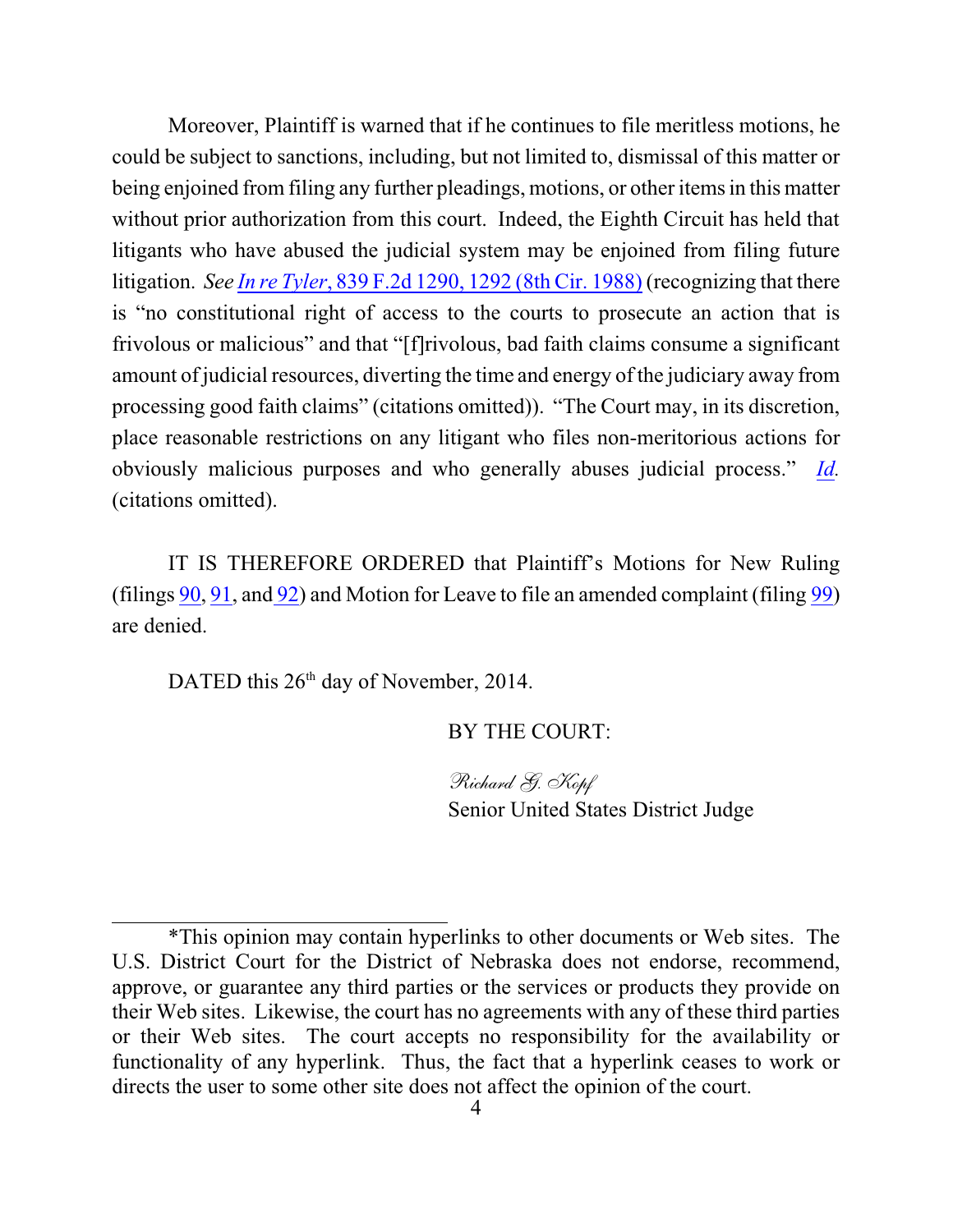Moreover, Plaintiff is warned that if he continues to file meritless motions, he could be subject to sanctions, including, but not limited to, dismissal of this matter or being enjoined from filing any further pleadings, motions, or other items in this matter without prior authorization from this court. Indeed, the Eighth Circuit has held that litigants who have abused the judicial system may be enjoined from filing future litigation. *See In re Tyler*, 839 F.2d 1290, 1292 (8th Cir. 1988) (recognizing that there is "no constitutional right of access to the courts to prosecute an action that is frivolous or malicious" and that "[f]rivolous, bad faith claims consume a significant amount of judicial resources, diverting the time and energy of the judiciary away from processing good faith claims" (citations omitted)). "The Court may, in its discretion, place reasonable restrictions on any litigant who files non-meritorious actions for obviously malicious purposes and who generally abuses judicial process." *Id.* (citations omitted).

IT IS THEREFORE ORDERED that Plaintiff's Motions for New Ruling (filings 90, 91, and 92) and Motion for Leave to file an amended complaint (filing 99) are denied.

DATED this 26th day of November, 2014.

BY THE COURT:

*Richard G. Kopf*
Senior United States District Judge

---

*This opinion may contain hyperlinks to other documents or Web sites. The U.S. District Court for the District of Nebraska does not endorse, recommend, approve, or guarantee any third parties or the services or products they provide on their Web sites. Likewise, the court has no agreements with any of these third parties or their Web sites. The court accepts no responsibility for the availability or functionality of any hyperlink. Thus, the fact that a hyperlink ceases to work or directs the user to some other site does not affect the opinion of the court.